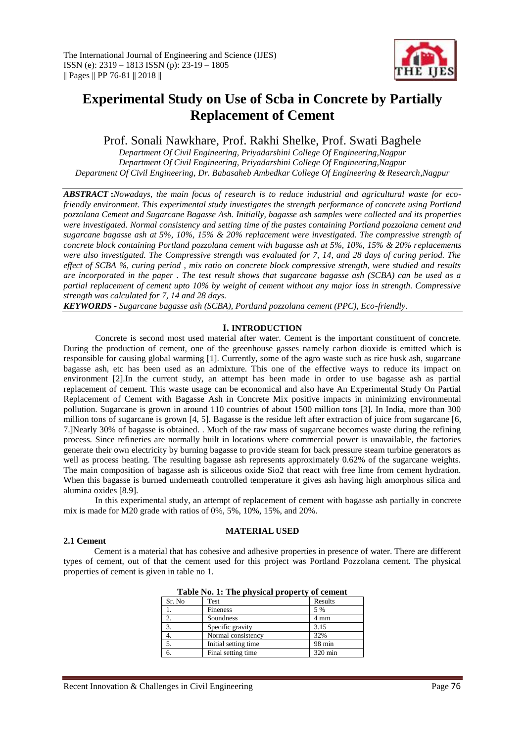# Experimental Study on Use of Scba in Concrete by Partially Replacement of Cement

Prof. Sonali Nawkhare, Prof. Rakhi Shelke, Prof. Swati Baghele

*Department Of Civil Engineering, Priyadarshini College Of Engineering,Nagpur*
*Department Of Civil Engineering, Priyadarshini College Of Engineering,Nagpur*
*Department Of Civil Engineering, Dr. Babasaheb Ambedkar College Of Engineering & Research,Nagpur*

***ABSTRACT :****Nowadays, the main focus of research is to reduce industrial and agricultural waste for eco-friendly environment. This experimental study investigates the strength performance of concrete using Portland pozzolana Cement and Sugarcane Bagasse Ash. Initially, bagasse ash samples were collected and its properties were investigated. Normal consistency and setting time of the pastes containing Portland pozzolana cement and sugarcane bagasse ash at 5%, 10%, 15% & 20% replacement were investigated. The compressive strength of concrete block containing Portland pozzolana cement with bagasse ash at 5%, 10%, 15% & 20% replacements were also investigated. The Compressive strength was evaluated for 7, 14, and 28 days of curing period. The effect of SCBA %, curing period , mix ratio on concrete block compressive strength, were studied and results are incorporated in the paper . The test result shows that sugarcane bagasse ash (SCBA) can be used as a partial replacement of cement upto 10% by weight of cement without any major loss in strength. Compressive strength was calculated for 7, 14 and 28 days.*

***KEYWORDS -** Sugarcane bagasse ash (SCBA), Portland pozzolana cement (PPC), Eco-friendly.*

## I. INTRODUCTION

Concrete is second most used material after water. Cement is the important constituent of concrete. During the production of cement, one of the greenhouse gasses namely carbon dioxide is emitted which is responsible for causing global warming [1]. Currently, some of the agro waste such as rice husk ash, sugarcane bagasse ash, etc has been used as an admixture. This one of the effective ways to reduce its impact on environment [2].In the current study, an attempt has been made in order to use bagasse ash as partial replacement of cement. This waste usage can be economical and also have An Experimental Study On Partial Replacement of Cement with Bagasse Ash in Concrete Mix positive impacts in minimizing environmental pollution. Sugarcane is grown in around 110 countries of about 1500 million tons [3]. In India, more than 300 million tons of sugarcane is grown [4, 5]. Bagasse is the residue left after extraction of juice from sugarcane [6, 7.]Nearly 30% of bagasse is obtained. . Much of the raw mass of sugarcane becomes waste during the refining process. Since refineries are normally built in locations where commercial power is unavailable, the factories generate their own electricity by burning bagasse to provide steam for back pressure steam turbine generators as well as process heating. The resulting bagasse ash represents approximately 0.62% of the sugarcane weights. The main composition of bagasse ash is siliceous oxide $SiO_2$ that react with free lime from cement hydration. When this bagasse is burned underneath controlled temperature it gives ash having high amorphous silica and alumina oxides [8.9].

In this experimental study, an attempt of replacement of cement with bagasse ash partially in concrete mix is made for M20 grade with ratios of 0%, 5%, 10%, 15%, and 20%.

## MATERIAL USED

### 2.1 Cement

Cement is a material that has cohesive and adhesive properties in presence of water. There are different types of cement, out of that the cement used for this project was Portland Pozzolana cement. The physical properties of cement is given in table no 1.

**Table No. 1: The physical property of cement**

| Sr. No | Test | Results |
|---|---|---|
| 1. | Fineness | 5 % |
| 2. | Soundness | 4 mm |
| 3. | Specific gravity | 3.15 |
| 4. | Normal consistency | 32% |
| 5. | Initial setting time | 98 min |
| 6. | Final setting time | 320 min |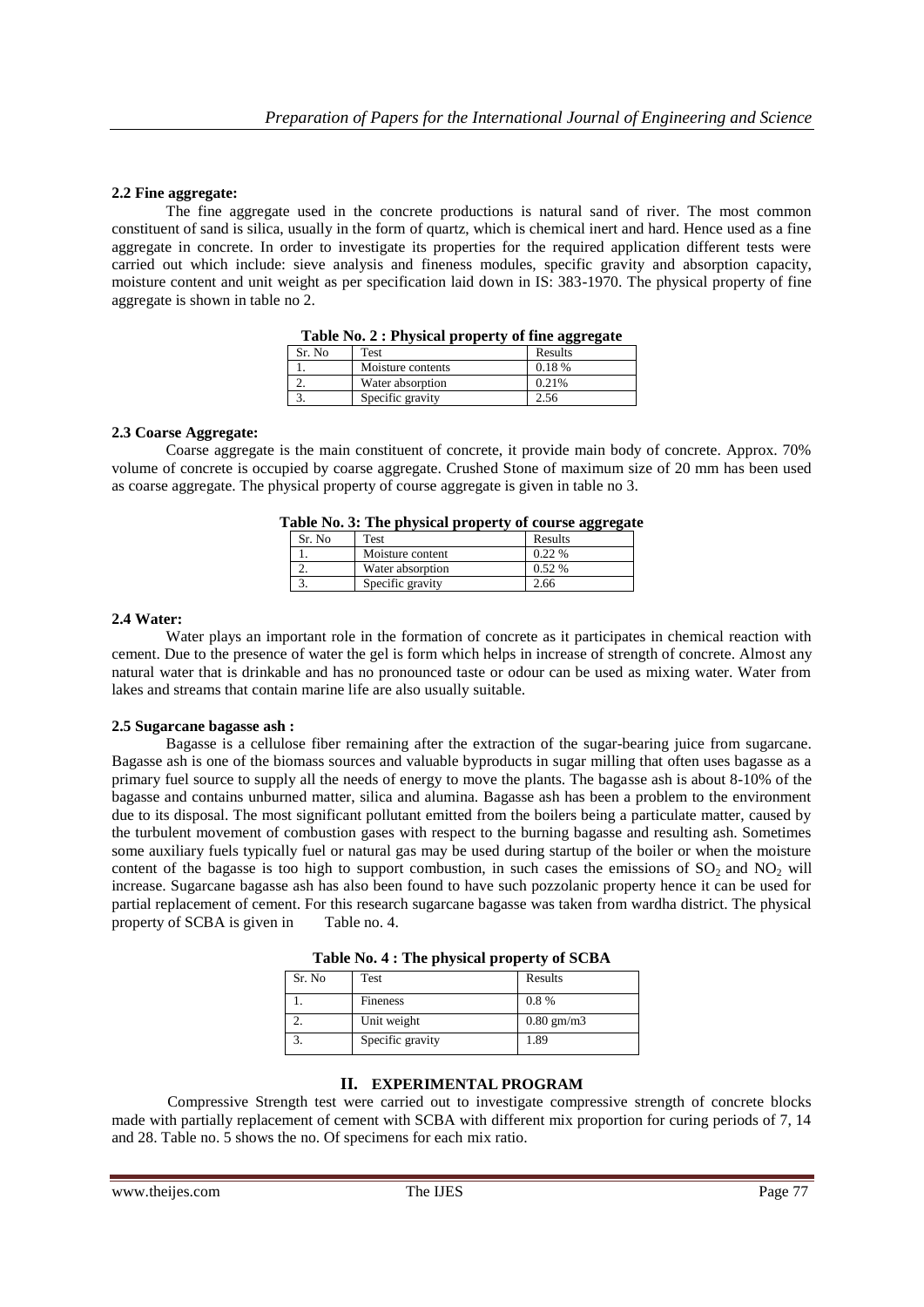### 2.2 Fine aggregate:

The fine aggregate used in the concrete productions is natural sand of river. The most common constituent of sand is silica, usually in the form of quartz, which is chemical inert and hard. Hence used as a fine aggregate in concrete. In order to investigate its properties for the required application different tests were carried out which include: sieve analysis and fineness modules, specific gravity and absorption capacity, moisture content and unit weight as per specification laid down in IS: 383-1970. The physical property of fine aggregate is shown in table no 2.

**Table No. 2 : Physical property of fine aggregate**

| Sr. No | Test | Results |
|---|---|---|
| 1. | Moisture contents | 0.18 % |
| 2. | Water absorption | 0.21% |
| 3. | Specific gravity | 2.56 |

### 2.3 Coarse Aggregate:

Coarse aggregate is the main constituent of concrete, it provide main body of concrete. Approx. 70% volume of concrete is occupied by coarse aggregate. Crushed Stone of maximum size of 20 mm has been used as coarse aggregate. The physical property of course aggregate is given in table no 3.

**Table No. 3: The physical property of course aggregate**

| Sr. No | Test | Results |
|---|---|---|
| 1. | Moisture content | 0.22 % |
| 2. | Water absorption | 0.52 % |
| 3. | Specific gravity | 2.66 |

### 2.4 Water:

Water plays an important role in the formation of concrete as it participates in chemical reaction with cement. Due to the presence of water the gel is form which helps in increase of strength of concrete. Almost any natural water that is drinkable and has no pronounced taste or odour can be used as mixing water. Water from lakes and streams that contain marine life are also usually suitable.

### 2.5 Sugarcane bagasse ash :

Bagasse is a cellulose fiber remaining after the extraction of the sugar-bearing juice from sugarcane. Bagasse ash is one of the biomass sources and valuable byproducts in sugar milling that often uses bagasse as a primary fuel source to supply all the needs of energy to move the plants. The bagasse ash is about 8-10% of the bagasse and contains unburned matter, silica and alumina. Bagasse ash has been a problem to the environment due to its disposal. The most significant pollutant emitted from the boilers being a particulate matter, caused by the turbulent movement of combustion gases with respect to the burning bagasse and resulting ash. Sometimes some auxiliary fuels typically fuel or natural gas may be used during startup of the boiler or when the moisture content of the bagasse is too high to support combustion, in such cases the emissions of $SO_2$ and $NO_2$ will increase. Sugarcane bagasse ash has also been found to have such pozzolanic property hence it can be used for partial replacement of cement. For this research sugarcane bagasse was taken from wardha district. The physical property of SCBA is given in Table no. 4.

**Table No. 4 : The physical property of SCBA**

| Sr. No | Test | Results |
|---|---|---|
| 1. | Fineness | 0.8 % |
| 2. | Unit weight | 0.80 gm/m3 |
| 3. | Specific gravity | 1.89 |

## II. EXPERIMENTAL PROGRAM

Compressive Strength test were carried out to investigate compressive strength of concrete blocks made with partially replacement of cement with SCBA with different mix proportion for curing periods of 7, 14 and 28. Table no. 5 shows the no. Of specimens for each mix ratio.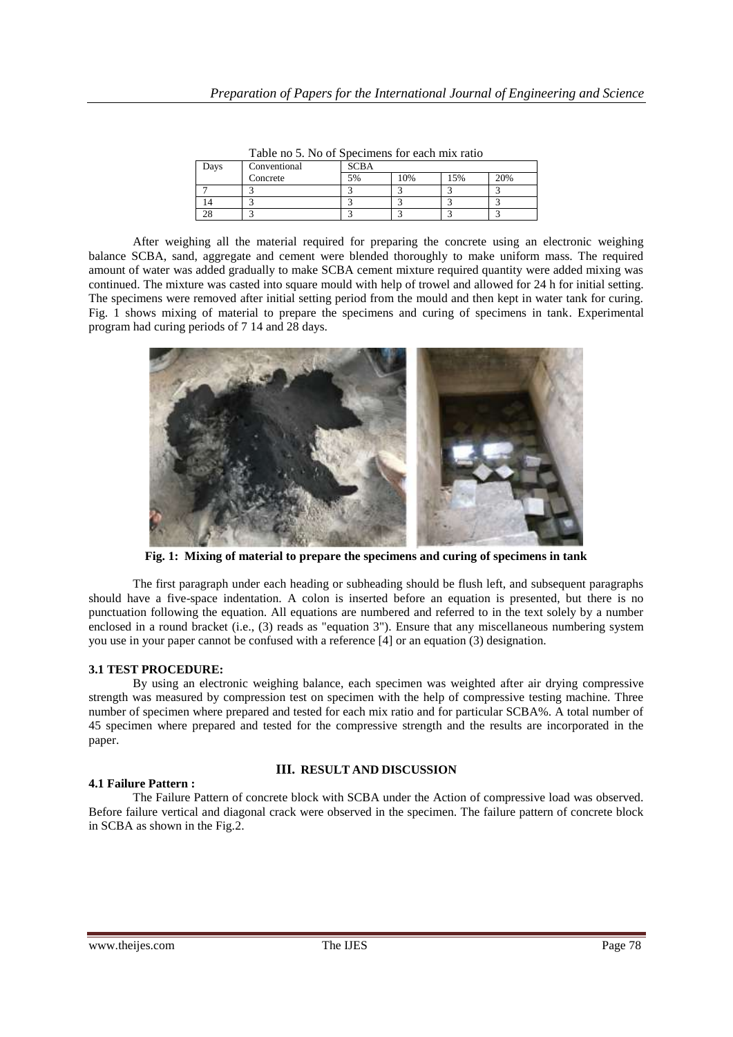Table no 5. No of Specimens for each mix ratio

| Days | Conventional Concrete | SCBA | | | |
|---|---|---|---|---|---|
| | | 5% | 10% | 15% | 20% |
| 7 | 3 | 3 | 3 | 3 | 3 |
| 14 | 3 | 3 | 3 | 3 | 3 |
| 28 | 3 | 3 | 3 | 3 | 3 |

After weighing all the material required for preparing the concrete using an electronic weighing balance SCBA, sand, aggregate and cement were blended thoroughly to make uniform mass. The required amount of water was added gradually to make SCBA cement mixture required quantity were added mixing was continued. The mixture was casted into square mould with help of trowel and allowed for 24 h for initial setting. The specimens were removed after initial setting period from the mould and then kept in water tank for curing. Fig. 1 shows mixing of material to prepare the specimens and curing of specimens in tank. Experimental program had curing periods of 7 14 and 28 days.

**Fig. 1: Mixing of material to prepare the specimens and curing of specimens in tank**

The first paragraph under each heading or subheading should be flush left, and subsequent paragraphs should have a five-space indentation. A colon is inserted before an equation is presented, but there is no punctuation following the equation. All equations are numbered and referred to in the text solely by a number enclosed in a round bracket (i.e., (3) reads as "equation 3"). Ensure that any miscellaneous numbering system you use in your paper cannot be confused with a reference [4] or an equation (3) designation.

**3.1 TEST PROCEDURE:**

By using an electronic weighing balance, each specimen was weighted after air drying compressive strength was measured by compression test on specimen with the help of compressive testing machine. Three number of specimen where prepared and tested for each mix ratio and for particular SCBA%. A total number of 45 specimen where prepared and tested for the compressive strength and the results are incorporated in the paper.

## III. RESULT AND DISCUSSION

**4.1 Failure Pattern :**

The Failure Pattern of concrete block with SCBA under the Action of compressive load was observed. Before failure vertical and diagonal crack were observed in the specimen. The failure pattern of concrete block in SCBA as shown in the Fig.2.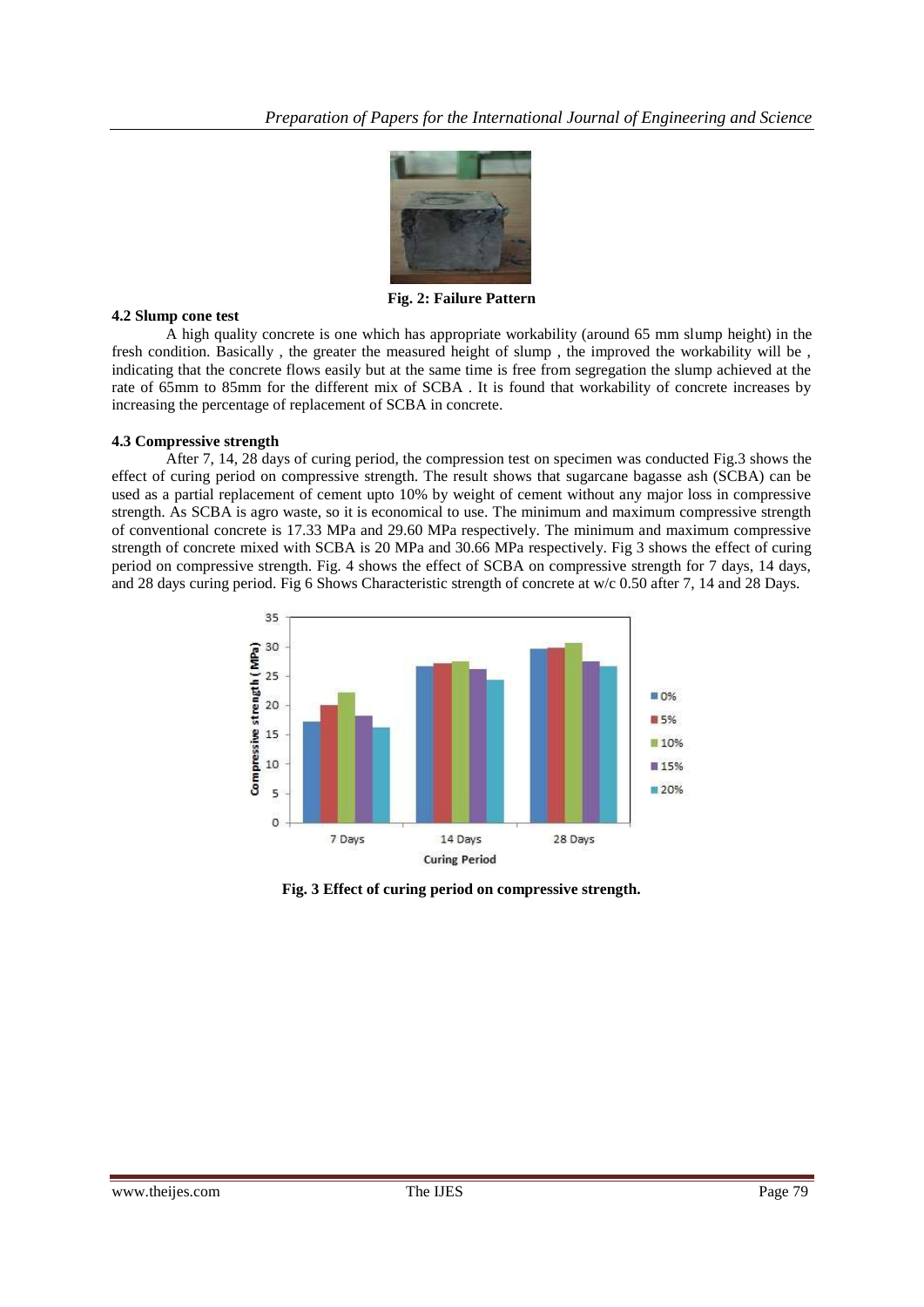Fig. 2: Failure Pattern

### 4.2 Slump cone test

A high quality concrete is one which has appropriate workability (around 65 mm slump height) in the fresh condition. Basically , the greater the measured height of slump , the improved the workability will be , indicating that the concrete flows easily but at the same time is free from segregation the slump achieved at the rate of 65mm to 85mm for the different mix of SCBA . It is found that workability of concrete increases by increasing the percentage of replacement of SCBA in concrete.

### 4.3 Compressive strength

After 7, 14, 28 days of curing period, the compression test on specimen was conducted Fig.3 shows the effect of curing period on compressive strength. The result shows that sugarcane bagasse ash (SCBA) can be used as a partial replacement of cement upto 10% by weight of cement without any major loss in compressive strength. As SCBA is agro waste, so it is economical to use. The minimum and maximum compressive strength of conventional concrete is 17.33 MPa and 29.60 MPa respectively. The minimum and maximum compressive strength of concrete mixed with SCBA is 20 MPa and 30.66 MPa respectively. Fig 3 shows the effect of curing period on compressive strength. Fig. 4 shows the effect of SCBA on compressive strength for 7 days, 14 days, and 28 days curing period. Fig 6 Shows Characteristic strength of concrete at w/c 0.50 after 7, 14 and 28 Days.

**Fig. 3 Effect of curing period on compressive strength.**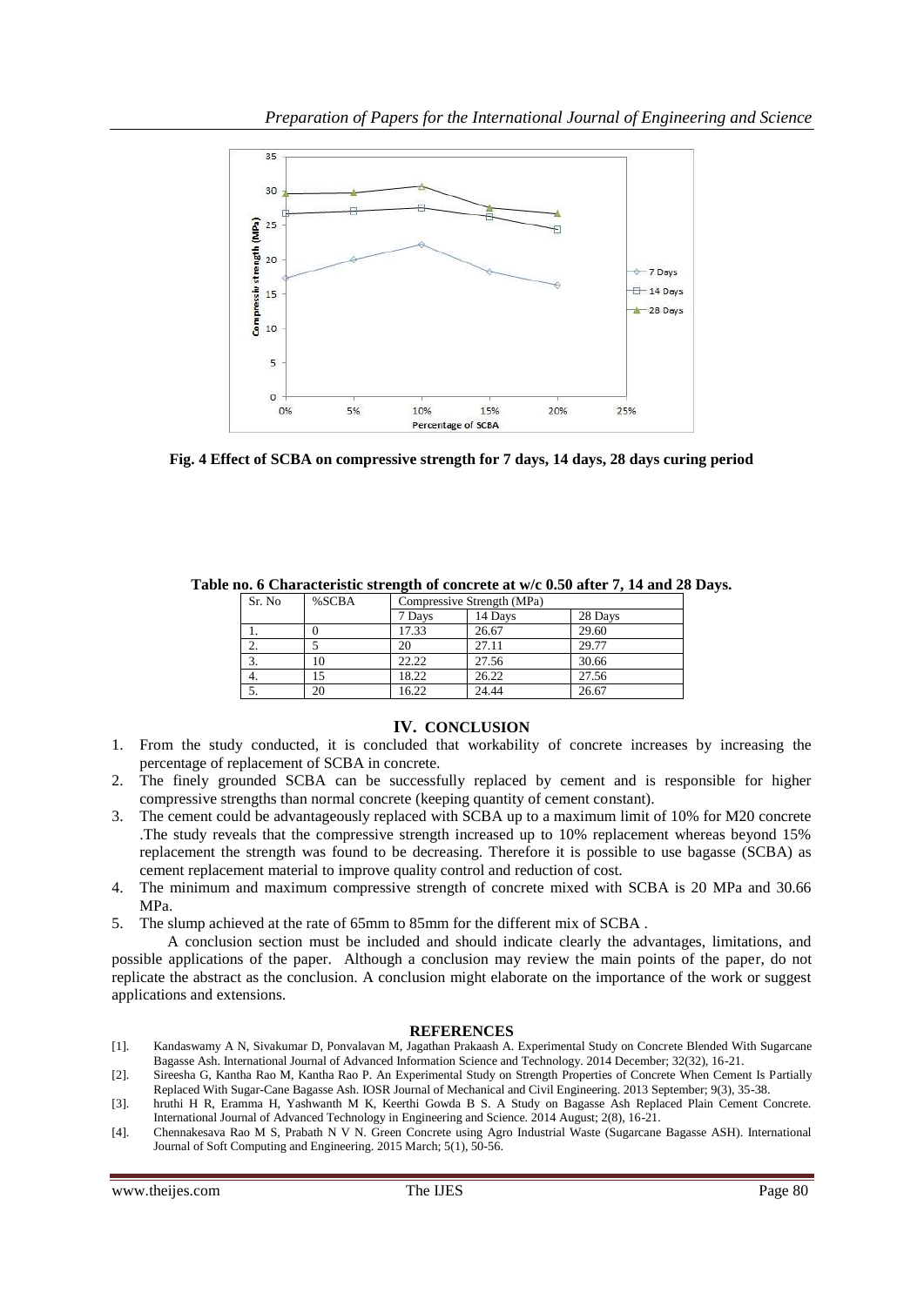Fig. 4 Effect of SCBA on compressive strength for 7 days, 14 days, 28 days curing period

**Table no. 6 Characteristic strength of concrete at w/c 0.50 after 7, 14 and 28 Days.**

| Sr. No | %SCBA | Compressive Strength (MPa) | | |
|---|---|---|---|---|
| | | 7 Days | 14 Days | 28 Days |
| 1. | 0 | 17.33 | 26.67 | 29.60 |
| 2. | 5 | 20 | 27.11 | 29.77 |
| 3. | 10 | 22.22 | 27.56 | 30.66 |
| 4. | 15 | 18.22 | 26.22 | 27.56 |
| 5. | 20 | 16.22 | 24.44 | 26.67 |

## IV. CONCLUSION

1. From the study conducted, it is concluded that workability of concrete increases by increasing the percentage of replacement of SCBA in concrete.
2. The finely grounded SCBA can be successfully replaced by cement and is responsible for higher compressive strengths than normal concrete (keeping quantity of cement constant).
3. The cement could be advantageously replaced with SCBA up to a maximum limit of 10% for M20 concrete .The study reveals that the compressive strength increased up to 10% replacement whereas beyond 15% replacement the strength was found to be decreasing. Therefore it is possible to use bagasse (SCBA) as cement replacement material to improve quality control and reduction of cost.
4. The minimum and maximum compressive strength of concrete mixed with SCBA is 20 MPa and 30.66 MPa.
5. The slump achieved at the rate of 65mm to 85mm for the different mix of SCBA .

A conclusion section must be included and should indicate clearly the advantages, limitations, and possible applications of the paper. Although a conclusion may review the main points of the paper, do not replicate the abstract as the conclusion. A conclusion might elaborate on the importance of the work or suggest applications and extensions.

## REFERENCES

[1]. Kandaswamy A N, Sivakumar D, Ponvalavan M, Jagathan Prakaash A. Experimental Study on Concrete Blended With Sugarcane Bagasse Ash. International Journal of Advanced Information Science and Technology. 2014 December; 32(32), 16-21.

[2]. Sireesha G, Kantha Rao M, Kantha Rao P. An Experimental Study on Strength Properties of Concrete When Cement Is Partially Replaced With Sugar-Cane Bagasse Ash. IOSR Journal of Mechanical and Civil Engineering. 2013 September; 9(3), 35-38.

[3]. hruthi H R, Eramma H, Yashwanth M K, Keerthi Gowda B S. A Study on Bagasse Ash Replaced Plain Cement Concrete. International Journal of Advanced Technology in Engineering and Science. 2014 August; 2(8), 16-21.

[4]. Chennakesava Rao M S, Prabath N V N. Green Concrete using Agro Industrial Waste (Sugarcane Bagasse ASH). International Journal of Soft Computing and Engineering. 2015 March; 5(1), 50-56.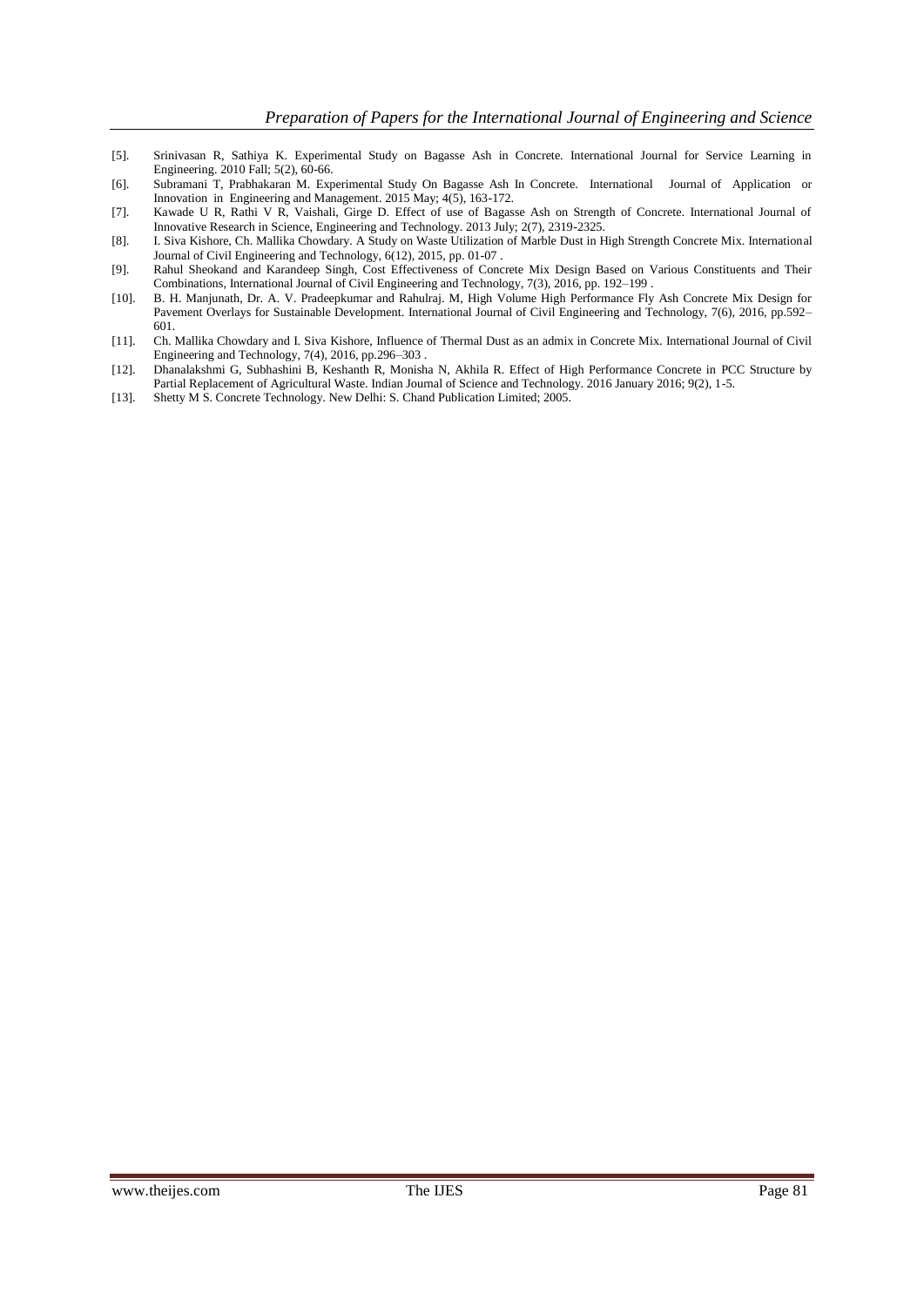[5]. Srinivasan R, Sathiya K. Experimental Study on Bagasse Ash in Concrete. International Journal for Service Learning in Engineering. 2010 Fall; 5(2), 60-66.

[6]. Subramani T, Prabhakaran M. Experimental Study On Bagasse Ash In Concrete. International Journal of Application or Innovation in Engineering and Management. 2015 May; 4(5), 163-172.

[7]. Kawade U R, Rathi V R, Vaishali, Girge D. Effect of use of Bagasse Ash on Strength of Concrete. International Journal of Innovative Research in Science, Engineering and Technology. 2013 July; 2(7), 2319-2325.

[8]. I. Siva Kishore, Ch. Mallika Chowdary. A Study on Waste Utilization of Marble Dust in High Strength Concrete Mix. International Journal of Civil Engineering and Technology, 6(12), 2015, pp. 01-07 .

[9]. Rahul Sheokand and Karandeep Singh, Cost Effectiveness of Concrete Mix Design Based on Various Constituents and Their Combinations, International Journal of Civil Engineering and Technology, 7(3), 2016, pp. 192–199 .

[10]. B. H. Manjunath, Dr. A. V. Pradeepkumar and Rahulraj. M, High Volume High Performance Fly Ash Concrete Mix Design for Pavement Overlays for Sustainable Development. International Journal of Civil Engineering and Technology, 7(6), 2016, pp.592–601.

[11]. Ch. Mallika Chowdary and I. Siva Kishore, Influence of Thermal Dust as an admix in Concrete Mix. International Journal of Civil Engineering and Technology, 7(4), 2016, pp.296–303 .

[12]. Dhanalakshmi G, Subhashini B, Keshanth R, Monisha N, Akhila R. Effect of High Performance Concrete in PCC Structure by Partial Replacement of Agricultural Waste. Indian Journal of Science and Technology. 2016 January 2016; 9(2), 1-5.

[13]. Shetty M S. Concrete Technology. New Delhi: S. Chand Publication Limited; 2005.